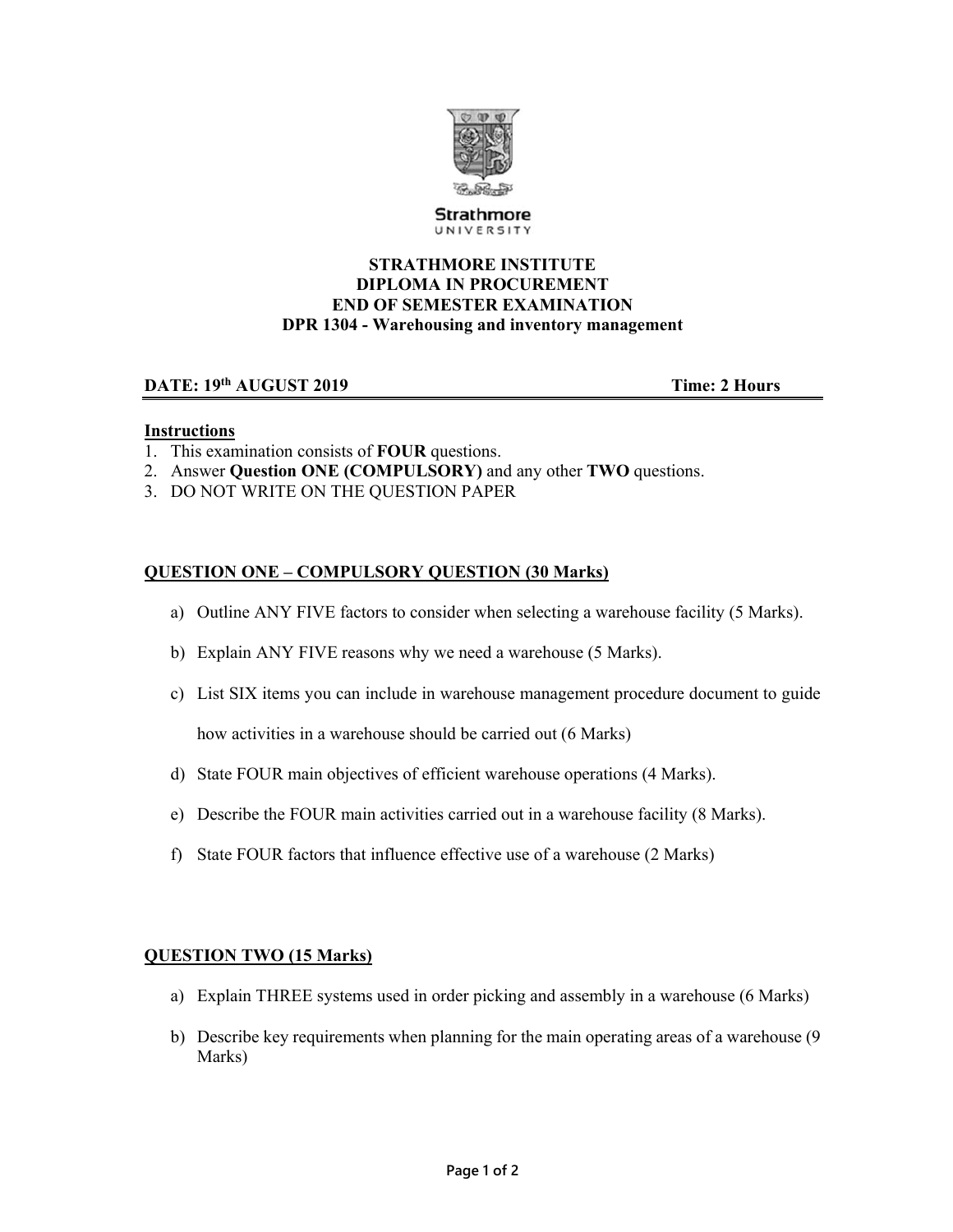Strathmore
UNIVERSITY

**STRATHMORE INSTITUTE**
**DIPLOMA IN PROCUREMENT**
**END OF SEMESTER EXAMINATION**
**DPR 1304 - Warehousing and inventory management**

**DATE: 19th AUGUST 2019** **Time: 2 Hours**

**Instructions**

1. This examination consists of **FOUR** questions.
2. Answer **Question ONE (COMPULSORY)** and any other **TWO** questions.
3. DO NOT WRITE ON THE QUESTION PAPER

## QUESTION ONE – COMPULSORY QUESTION (30 Marks)

a) Outline ANY FIVE factors to consider when selecting a warehouse facility (5 Marks).

b) Explain ANY FIVE reasons why we need a warehouse (5 Marks).

c) List SIX items you can include in warehouse management procedure document to guide how activities in a warehouse should be carried out (6 Marks)

d) State FOUR main objectives of efficient warehouse operations (4 Marks).

e) Describe the FOUR main activities carried out in a warehouse facility (8 Marks).

f) State FOUR factors that influence effective use of a warehouse (2 Marks)

## QUESTION TWO (15 Marks)

a) Explain THREE systems used in order picking and assembly in a warehouse (6 Marks)

b) Describe key requirements when planning for the main operating areas of a warehouse (9 Marks)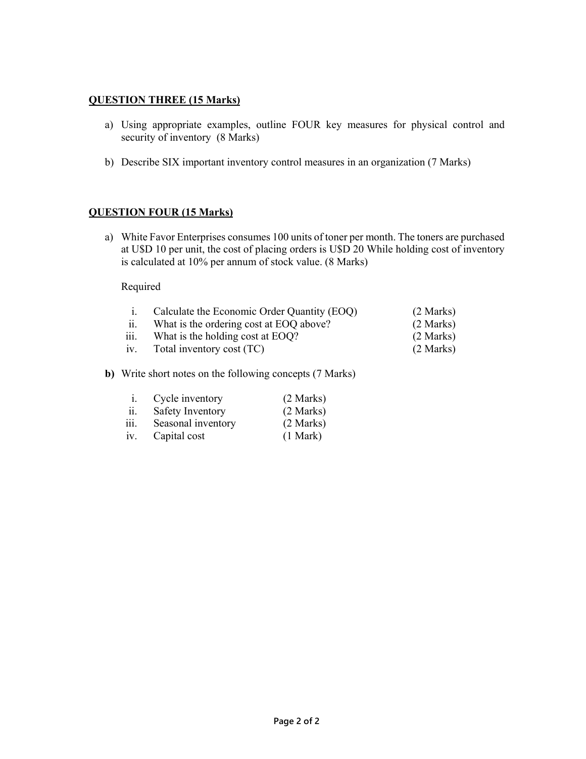**QUESTION THREE (15 Marks)**

a) Using appropriate examples, outline FOUR key measures for physical control and security of inventory (8 Marks)

b) Describe SIX important inventory control measures in an organization (7 Marks)

**QUESTION FOUR (15 Marks)**

a) White Favor Enterprises consumes 100 units of toner per month. The toners are purchased at U$D 10 per unit, the cost of placing orders is U$D 20 While holding cost of inventory is calculated at 10% per annum of stock value. (8 Marks)

Required

| | | |
|---|---|---|
| i. | Calculate the Economic Order Quantity (EOQ) | (2 Marks) |
| ii. | What is the ordering cost at EOQ above? | (2 Marks) |
| iii. | What is the holding cost at EOQ? | (2 Marks) |
| iv. | Total inventory cost (TC) | (2 Marks) |

**b)** Write short notes on the following concepts (7 Marks)

| | | |
|---|---|---|
| i. | Cycle inventory | (2 Marks) |
| ii. | Safety Inventory | (2 Marks) |
| iii. | Seasonal inventory | (2 Marks) |
| iv. | Capital cost | (1 Mark) |